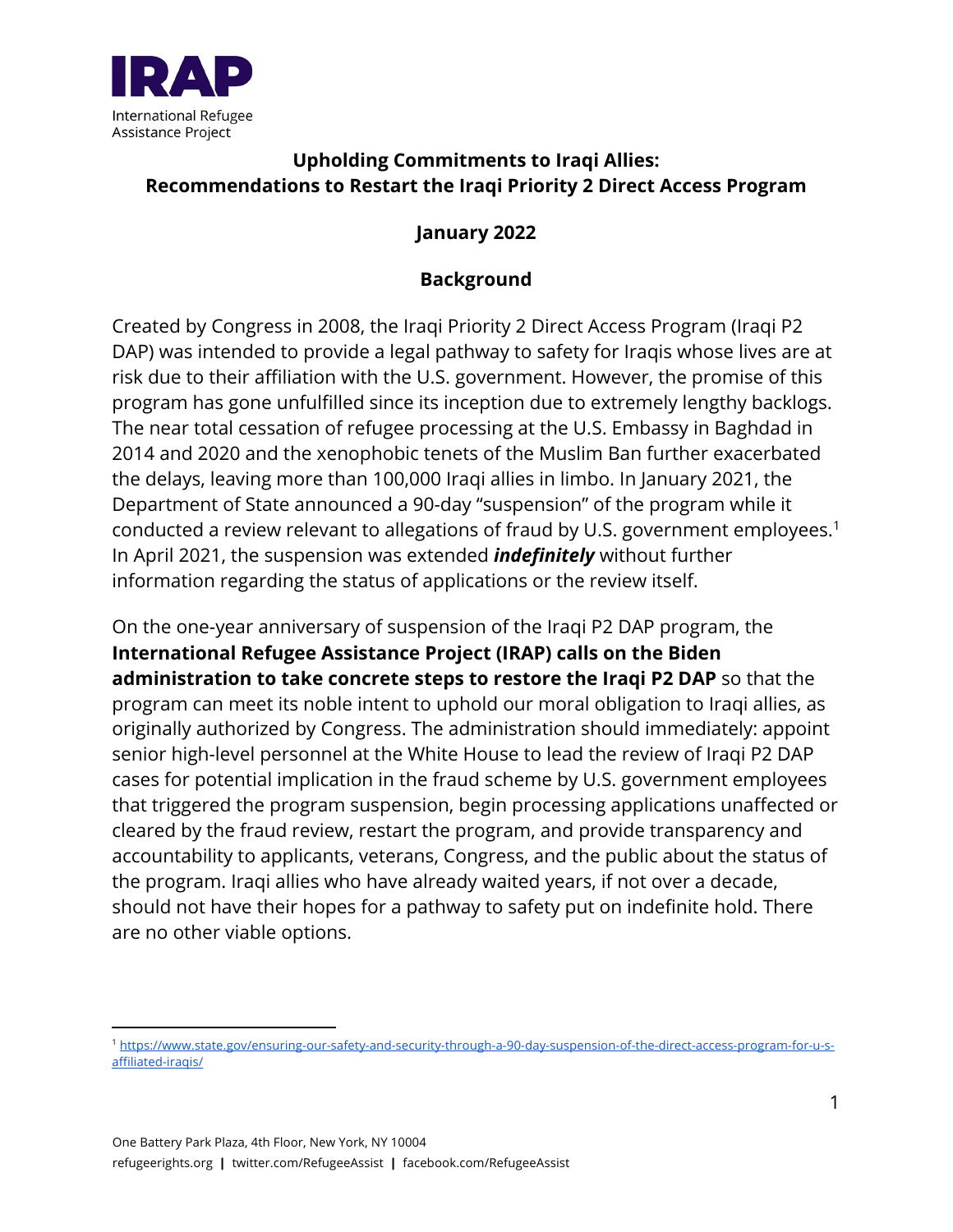IRAP

International Refugee Assistance Project

# Upholding Commitments to Iraqi Allies: Recommendations to Restart the Iraqi Priority 2 Direct Access Program

**January 2022**

## Background

Created by Congress in 2008, the Iraqi Priority 2 Direct Access Program (Iraqi P2 DAP) was intended to provide a legal pathway to safety for Iraqis whose lives are at risk due to their affiliation with the U.S. government. However, the promise of this program has gone unfulfilled since its inception due to extremely lengthy backlogs. The near total cessation of refugee processing at the U.S. Embassy in Baghdad in 2014 and 2020 and the xenophobic tenets of the Muslim Ban further exacerbated the delays, leaving more than 100,000 Iraqi allies in limbo. In January 2021, the Department of State announced a 90-day "suspension" of the program while it conducted a review relevant to allegations of fraud by U.S. government employees.[1] In April 2021, the suspension was extended ***indefinitely*** without further information regarding the status of applications or the review itself.

On the one-year anniversary of suspension of the Iraqi P2 DAP program, the **International Refugee Assistance Project (IRAP) calls on the Biden administration to take concrete steps to restore the Iraqi P2 DAP** so that the program can meet its noble intent to uphold our moral obligation to Iraqi allies, as originally authorized by Congress. The administration should immediately: appoint senior high-level personnel at the White House to lead the review of Iraqi P2 DAP cases for potential implication in the fraud scheme by U.S. government employees that triggered the program suspension, begin processing applications unaffected or cleared by the fraud review, restart the program, and provide transparency and accountability to applicants, veterans, Congress, and the public about the status of the program. Iraqi allies who have already waited years, if not over a decade, should not have their hopes for a pathway to safety put on indefinite hold. There are no other viable options.

---

[1] https://www.state.gov/ensuring-our-safety-and-security-through-a-90-day-suspension-of-the-direct-access-program-for-u-s-affiliated-iraqis/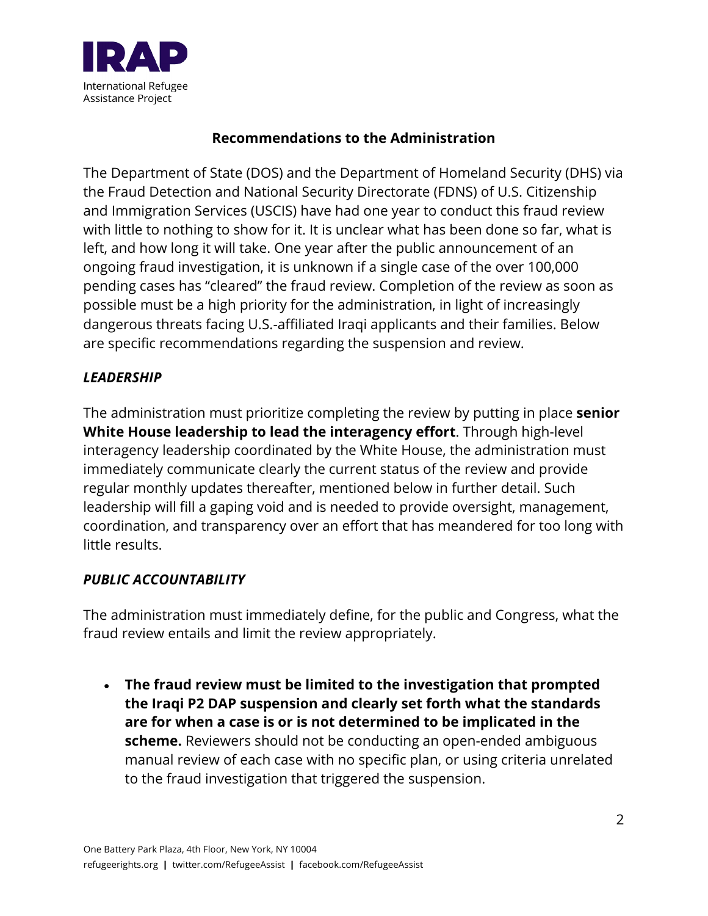## Recommendations to the Administration

The Department of State (DOS) and the Department of Homeland Security (DHS) via the Fraud Detection and National Security Directorate (FDNS) of U.S. Citizenship and Immigration Services (USCIS) have had one year to conduct this fraud review with little to nothing to show for it. It is unclear what has been done so far, what is left, and how long it will take. One year after the public announcement of an ongoing fraud investigation, it is unknown if a single case of the over 100,000 pending cases has "cleared" the fraud review. Completion of the review as soon as possible must be a high priority for the administration, in light of increasingly dangerous threats facing U.S.-affiliated Iraqi applicants and their families. Below are specific recommendations regarding the suspension and review.

### *LEADERSHIP*

The administration must prioritize completing the review by putting in place **senior White House leadership to lead the interagency effort**. Through high-level interagency leadership coordinated by the White House, the administration must immediately communicate clearly the current status of the review and provide regular monthly updates thereafter, mentioned below in further detail. Such leadership will fill a gaping void and is needed to provide oversight, management, coordination, and transparency over an effort that has meandered for too long with little results.

### *PUBLIC ACCOUNTABILITY*

The administration must immediately define, for the public and Congress, what the fraud review entails and limit the review appropriately.

- **The fraud review must be limited to the investigation that prompted the Iraqi P2 DAP suspension and clearly set forth what the standards are for when a case is or is not determined to be implicated in the scheme.** Reviewers should not be conducting an open-ended ambiguous manual review of each case with no specific plan, or using criteria unrelated to the fraud investigation that triggered the suspension.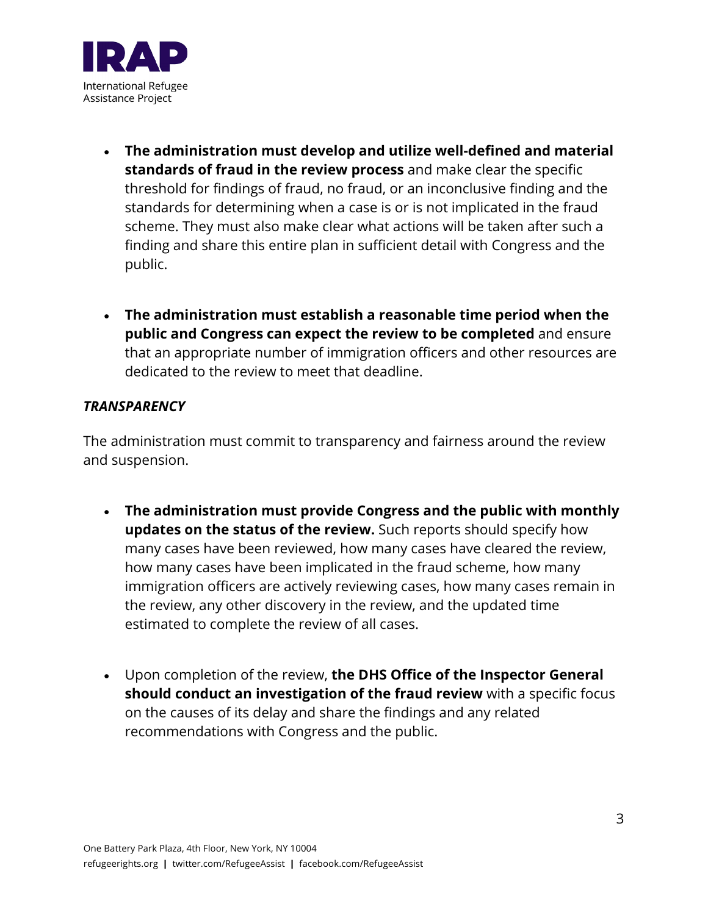- **The administration must develop and utilize well-defined and material standards of fraud in the review process** and make clear the specific threshold for findings of fraud, no fraud, or an inconclusive finding and the standards for determining when a case is or is not implicated in the fraud scheme. They must also make clear what actions will be taken after such a finding and share this entire plan in sufficient detail with Congress and the public.

- **The administration must establish a reasonable time period when the public and Congress can expect the review to be completed** and ensure that an appropriate number of immigration officers and other resources are dedicated to the review to meet that deadline.

***TRANSPARENCY***

The administration must commit to transparency and fairness around the review and suspension.

- **The administration must provide Congress and the public with monthly updates on the status of the review.** Such reports should specify how many cases have been reviewed, how many cases have cleared the review, how many cases have been implicated in the fraud scheme, how many immigration officers are actively reviewing cases, how many cases remain in the review, any other discovery in the review, and the updated time estimated to complete the review of all cases.

- Upon completion of the review, **the DHS Office of the Inspector General should conduct an investigation of the fraud review** with a specific focus on the causes of its delay and share the findings and any related recommendations with Congress and the public.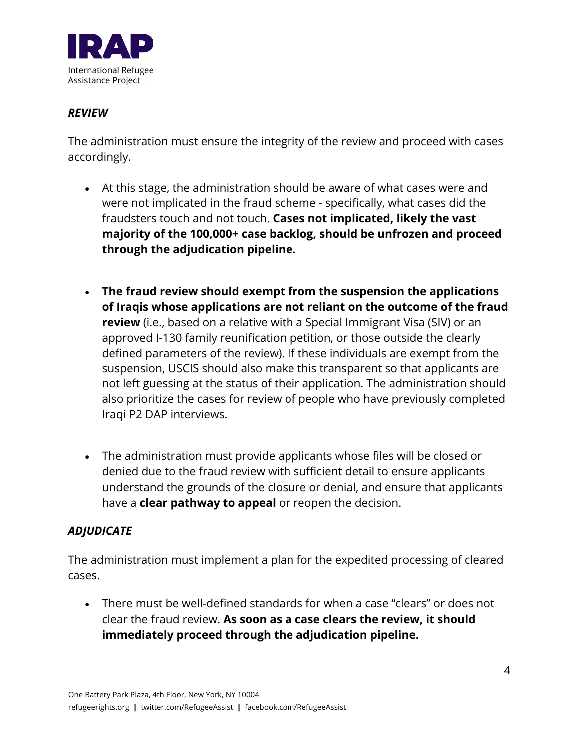### *REVIEW*

The administration must ensure the integrity of the review and proceed with cases accordingly.

- At this stage, the administration should be aware of what cases were and were not implicated in the fraud scheme - specifically, what cases did the fraudsters touch and not touch. **Cases not implicated, likely the vast majority of the 100,000+ case backlog, should be unfrozen and proceed through the adjudication pipeline.**

- **The fraud review should exempt from the suspension the applications of Iraqis whose applications are not reliant on the outcome of the fraud review** (i.e., based on a relative with a Special Immigrant Visa (SIV) or an approved I-130 family reunification petition, or those outside the clearly defined parameters of the review). If these individuals are exempt from the suspension, USCIS should also make this transparent so that applicants are not left guessing at the status of their application. The administration should also prioritize the cases for review of people who have previously completed Iraqi P2 DAP interviews.

- The administration must provide applicants whose files will be closed or denied due to the fraud review with sufficient detail to ensure applicants understand the grounds of the closure or denial, and ensure that applicants have a **clear pathway to appeal** or reopen the decision.

### *ADJUDICATE*

The administration must implement a plan for the expedited processing of cleared cases.

- There must be well-defined standards for when a case "clears" or does not clear the fraud review. **As soon as a case clears the review, it should immediately proceed through the adjudication pipeline.**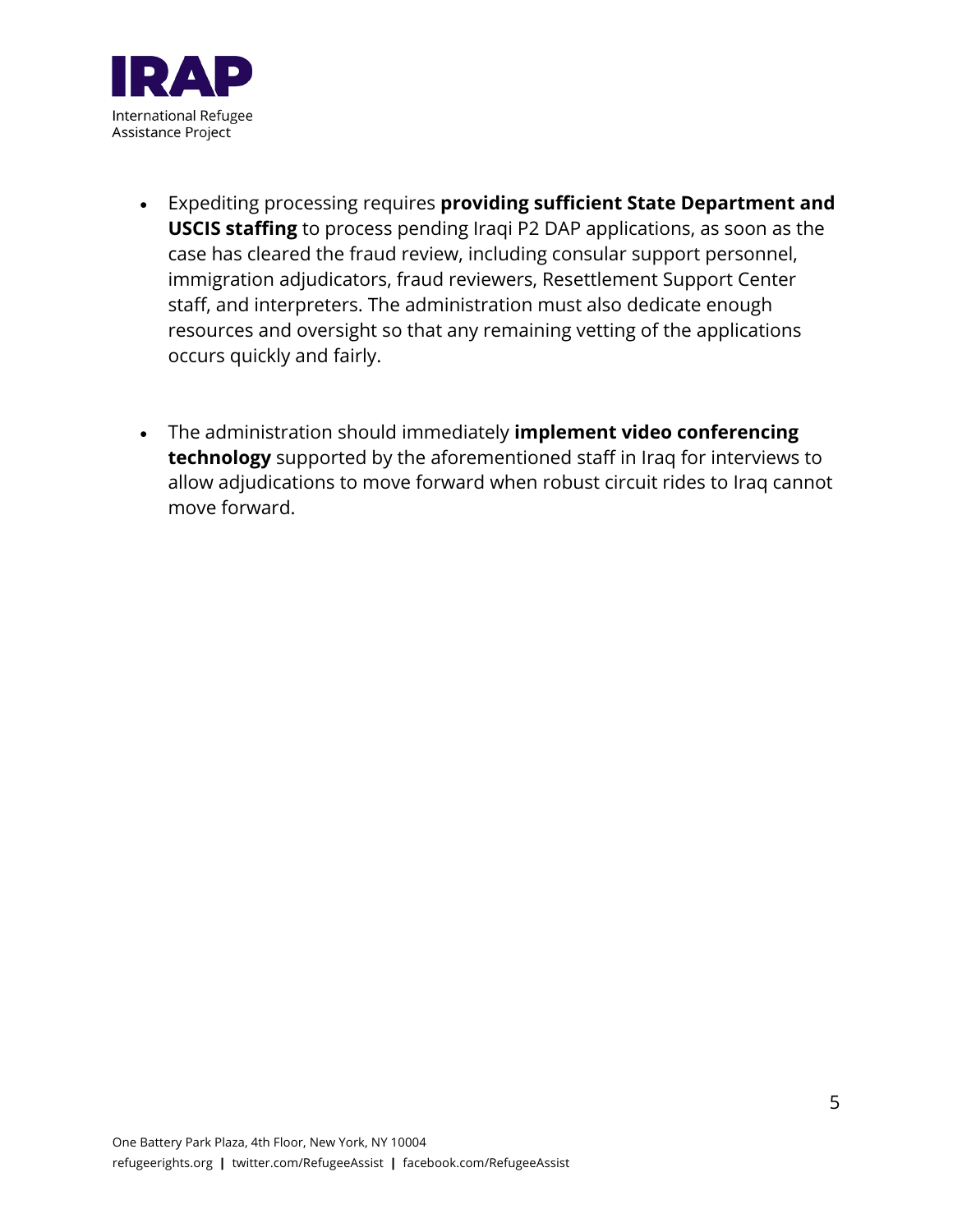- Expediting processing requires **providing sufficient State Department and USCIS staffing** to process pending Iraqi P2 DAP applications, as soon as the case has cleared the fraud review, including consular support personnel, immigration adjudicators, fraud reviewers, Resettlement Support Center staff, and interpreters. The administration must also dedicate enough resources and oversight so that any remaining vetting of the applications occurs quickly and fairly.

- The administration should immediately **implement video conferencing technology** supported by the aforementioned staff in Iraq for interviews to allow adjudications to move forward when robust circuit rides to Iraq cannot move forward.